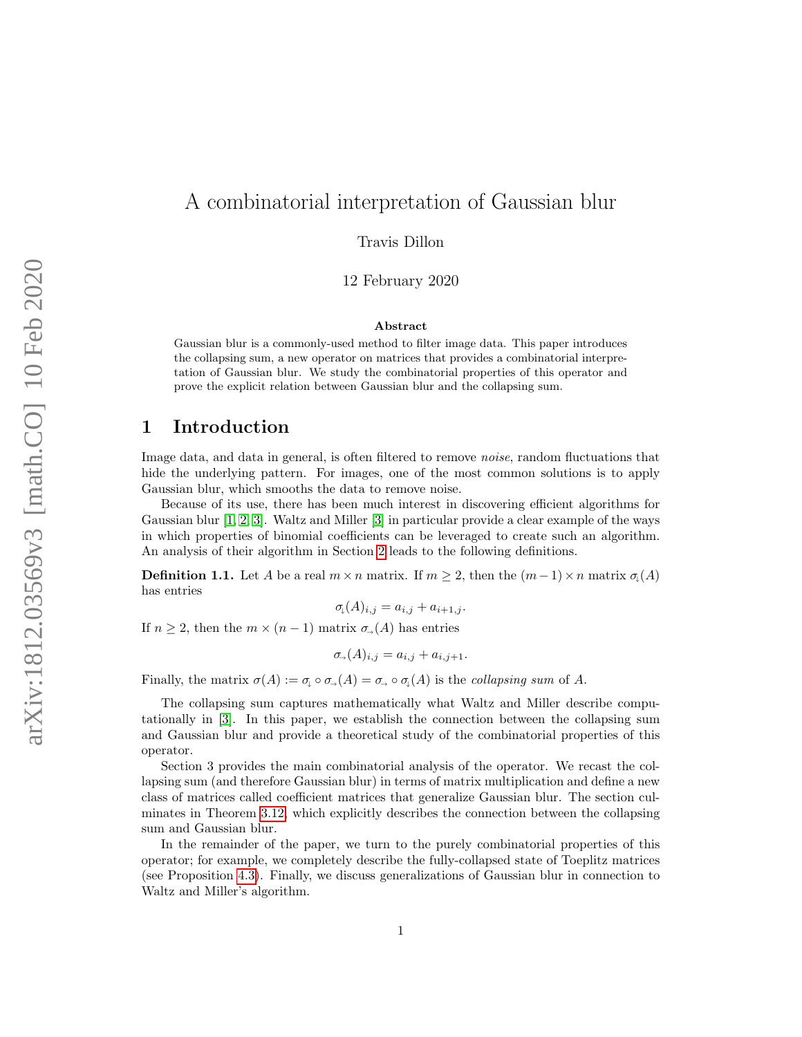# A combinatorial interpretation of Gaussian blur

Travis Dillon

12 February 2020

**Abstract**

Gaussian blur is a commonly-used method to filter image data. This paper introduces the collapsing sum, a new operator on matrices that provides a combinatorial interpretation of Gaussian blur. We study the combinatorial properties of this operator and prove the explicit relation between Gaussian blur and the collapsing sum.

## 1 Introduction

Image data, and data in general, is often filtered to remove *noise*, random fluctuations that hide the underlying pattern. For images, one of the most common solutions is to apply Gaussian blur, which smooths the data to remove noise.

Because of its use, there has been much interest in discovering efficient algorithms for Gaussian blur [1, 2, 3]. Waltz and Miller [3] in particular provide a clear example of the ways in which properties of binomial coefficients can be leveraged to create such an algorithm. An analysis of their algorithm in Section 2 leads to the following definitions.

**Definition 1.1.** Let $A$ be a real $m \times n$ matrix. If $m \geq 2$, then the $(m-1) \times n$ matrix $\sigma_{\downarrow}(A)$ has entries

$$\sigma_{\downarrow}(A)_{i,j} = a_{i,j} + a_{i+1,j}.$$

If $n \geq 2$, then the $m \times (n-1)$ matrix $\sigma_{\rightarrow}(A)$ has entries

$$\sigma_{\rightarrow}(A)_{i,j} = a_{i,j} + a_{i,j+1}.$$

Finally, the matrix $\sigma(A) := \sigma_{\downarrow} \circ \sigma_{\rightarrow}(A) = \sigma_{\rightarrow} \circ \sigma_{\downarrow}(A)$ is the *collapsing sum* of $A$.

The collapsing sum captures mathematically what Waltz and Miller describe computationally in [3]. In this paper, we establish the connection between the collapsing sum and Gaussian blur and provide a theoretical study of the combinatorial properties of this operator.

Section 3 provides the main combinatorial analysis of the operator. We recast the collapsing sum (and therefore Gaussian blur) in terms of matrix multiplication and define a new class of matrices called coefficient matrices that generalize Gaussian blur. The section culminates in Theorem 3.12, which explicitly describes the connection between the collapsing sum and Gaussian blur.

In the remainder of the paper, we turn to the purely combinatorial properties of this operator; for example, we completely describe the fully-collapsed state of Toeplitz matrices (see Proposition 4.3). Finally, we discuss generalizations of Gaussian blur in connection to Waltz and Miller's algorithm.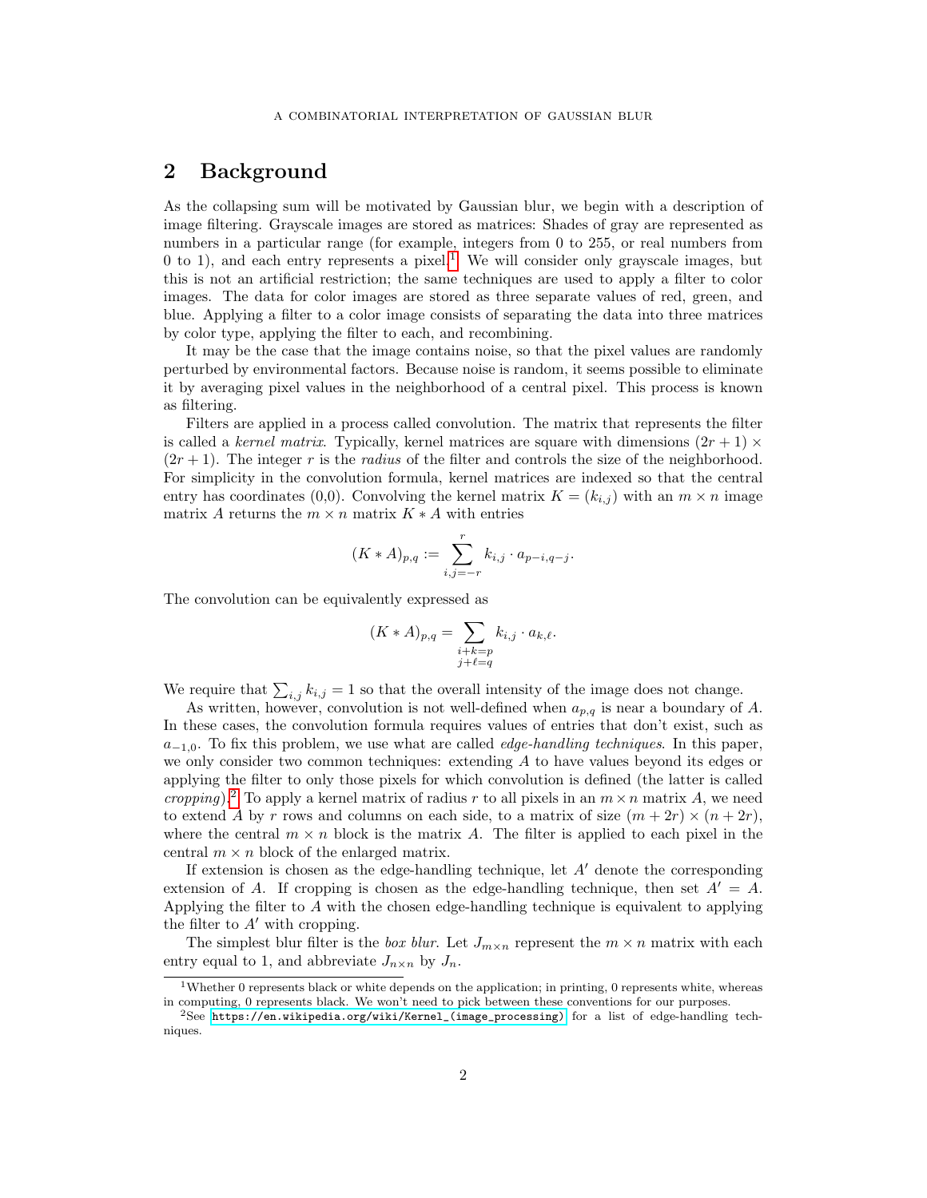## 2 Background

As the collapsing sum will be motivated by Gaussian blur, we begin with a description of image filtering. Grayscale images are stored as matrices: Shades of gray are represented as numbers in a particular range (for example, integers from 0 to 255, or real numbers from 0 to 1), and each entry represents a pixel.[1] We will consider only grayscale images, but this is not an artificial restriction; the same techniques are used to apply a filter to color images. The data for color images are stored as three separate values of red, green, and blue. Applying a filter to a color image consists of separating the data into three matrices by color type, applying the filter to each, and recombining.

It may be the case that the image contains noise, so that the pixel values are randomly perturbed by environmental factors. Because noise is random, it seems possible to eliminate it by averaging pixel values in the neighborhood of a central pixel. This process is known as filtering.

Filters are applied in a process called convolution. The matrix that represents the filter is called a *kernel matrix*. Typically, kernel matrices are square with dimensions $(2r+1) \times (2r+1)$. The integer $r$ is the *radius* of the filter and controls the size of the neighborhood. For simplicity in the convolution formula, kernel matrices are indexed so that the central entry has coordinates (0,0). Convolving the kernel matrix $K = (k_{i,j})$ with an $m \times n$ image matrix $A$ returns the $m \times n$ matrix $K * A$ with entries

$$(K * A)_{p,q} := \sum_{i,j=-r}^{r} k_{i,j} \cdot a_{p-i,q-j}.$$

The convolution can be equivalently expressed as

$$(K * A)_{p,q} = \sum_{\substack{i+k=p \\ j+\ell=q}} k_{i,j} \cdot a_{k,\ell}.$$

We require that $\sum_{i,j} k_{i,j} = 1$ so that the overall intensity of the image does not change.

As written, however, convolution is not well-defined when $a_{p,q}$ is near a boundary of $A$. In these cases, the convolution formula requires values of entries that don't exist, such as $a_{-1,0}$. To fix this problem, we use what are called *edge-handling techniques*. In this paper, we only consider two common techniques: extending $A$ to have values beyond its edges or applying the filter to only those pixels for which convolution is defined (the latter is called *cropping*).[2] To apply a kernel matrix of radius $r$ to all pixels in an $m \times n$ matrix $A$, we need to extend $A$ by $r$ rows and columns on each side, to a matrix of size $(m+2r) \times (n+2r)$, where the central $m \times n$ block is the matrix $A$. The filter is applied to each pixel in the central $m \times n$ block of the enlarged matrix.

If extension is chosen as the edge-handling technique, let $A'$ denote the corresponding extension of $A$. If cropping is chosen as the edge-handling technique, then set $A' = A$. Applying the filter to $A$ with the chosen edge-handling technique is equivalent to applying the filter to $A'$ with cropping.

The simplest blur filter is the *box blur*. Let $J_{m \times n}$ represent the $m \times n$ matrix with each entry equal to 1, and abbreviate $J_{n \times n}$ by $J_n$.

[1] Whether 0 represents black or white depends on the application; in printing, 0 represents white, whereas in computing, 0 represents black. We won't need to pick between these conventions for our purposes.

[2] See https://en.wikipedia.org/wiki/Kernel_(image_processing) for a list of edge-handling techniques.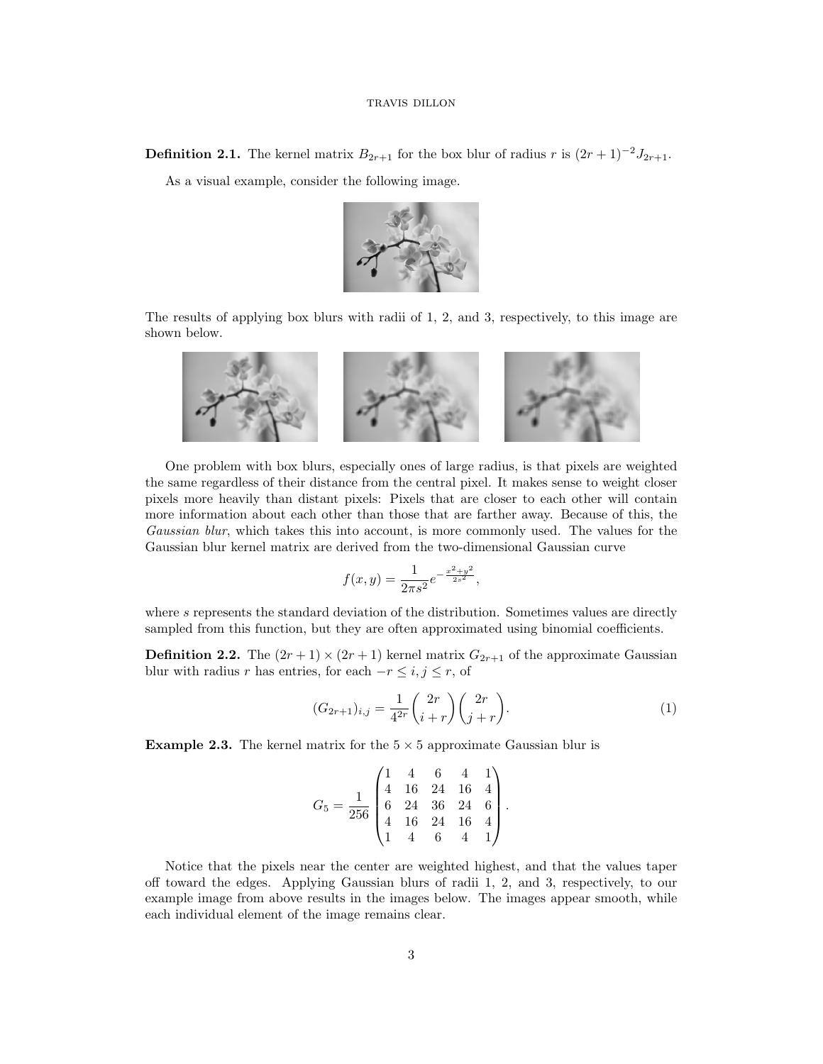**Definition 2.1.** The kernel matrix $B_{2r+1}$ for the box blur of radius $r$ is $(2r+1)^{-2}J_{2r+1}$.

As a visual example, consider the following image.

The results of applying box blurs with radii of 1, 2, and 3, respectively, to this image are shown below.

One problem with box blurs, especially ones of large radius, is that pixels are weighted the same regardless of their distance from the central pixel. It makes sense to weight closer pixels more heavily than distant pixels: Pixels that are closer to each other will contain more information about each other than those that are farther away. Because of this, the *Gaussian blur*, which takes this into account, is more commonly used. The values for the Gaussian blur kernel matrix are derived from the two-dimensional Gaussian curve

$$f(x,y) = \frac{1}{2\pi s^2} e^{-\frac{x^2+y^2}{2s^2}},$$

where $s$ represents the standard deviation of the distribution. Sometimes values are directly sampled from this function, but they are often approximated using binomial coefficients.

**Definition 2.2.** The $(2r+1) \times (2r+1)$ kernel matrix $G_{2r+1}$ of the approximate Gaussian blur with radius $r$ has entries, for each $-r \le i, j \le r$, of

$$(G_{2r+1})_{i,j} = \frac{1}{4^{2r}} \binom{2r}{i+r} \binom{2r}{j+r}. \tag{1}$$

**Example 2.3.** The kernel matrix for the $5 \times 5$ approximate Gaussian blur is

$$G_5 = \frac{1}{256} \begin{pmatrix} 1 & 4 & 6 & 4 & 1 \\ 4 & 16 & 24 & 16 & 4 \\ 6 & 24 & 36 & 24 & 6 \\ 4 & 16 & 24 & 16 & 4 \\ 1 & 4 & 6 & 4 & 1 \end{pmatrix}.$$

Notice that the pixels near the center are weighted highest, and that the values taper off toward the edges. Applying Gaussian blurs of radii 1, 2, and 3, respectively, to our example image from above results in the images below. The images appear smooth, while each individual element of the image remains clear.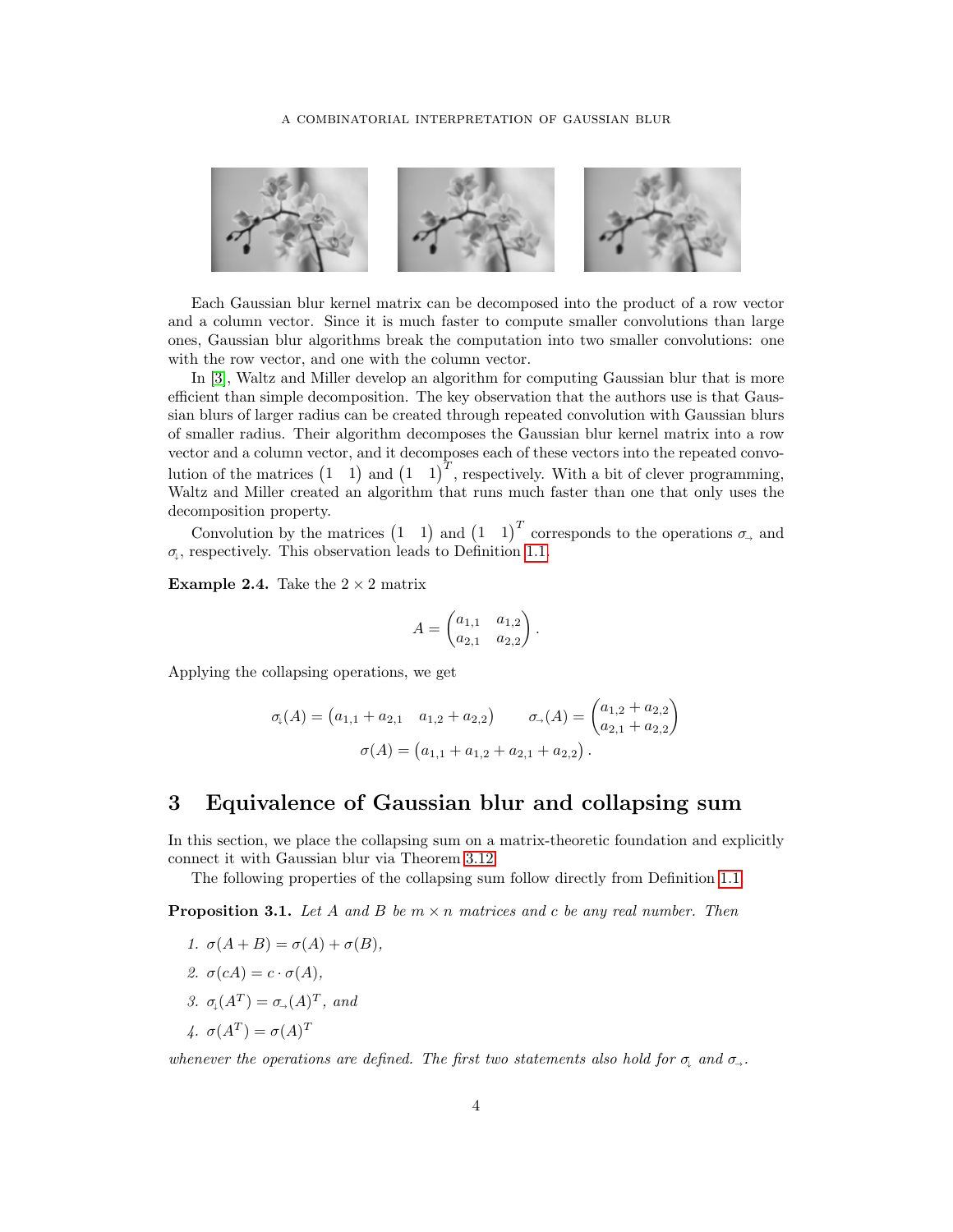Each Gaussian blur kernel matrix can be decomposed into the product of a row vector and a column vector. Since it is much faster to compute smaller convolutions than large ones, Gaussian blur algorithms break the computation into two smaller convolutions: one with the row vector, and one with the column vector.

In [3], Waltz and Miller develop an algorithm for computing Gaussian blur that is more efficient than simple decomposition. The key observation that the authors use is that Gaussian blurs of larger radius can be created through repeated convolution with Gaussian blurs of smaller radius. Their algorithm decomposes the Gaussian blur kernel matrix into a row vector and a column vector, and it decomposes each of these vectors into the repeated convolution of the matrices $\begin{pmatrix} 1 & 1 \end{pmatrix}$ and $\begin{pmatrix} 1 & 1 \end{pmatrix}^T$, respectively. With a bit of clever programming, Waltz and Miller created an algorithm that runs much faster than one that only uses the decomposition property.

Convolution by the matrices $\begin{pmatrix} 1 & 1 \end{pmatrix}$ and $\begin{pmatrix} 1 & 1 \end{pmatrix}^T$ corresponds to the operations $\sigma_{\rightarrow}$ and $\sigma_{\downarrow}$, respectively. This observation leads to Definition 1.1.

**Example 2.4.** Take the $2 \times 2$ matrix

$$A = \begin{pmatrix} a_{1,1} & a_{1,2} \\ a_{2,1} & a_{2,2} \end{pmatrix}.$$

Applying the collapsing operations, we get

$$\sigma_{\downarrow}(A) = \begin{pmatrix} a_{1,1} + a_{2,1} & a_{1,2} + a_{2,2} \end{pmatrix} \qquad \sigma_{\rightarrow}(A) = \begin{pmatrix} a_{1,2} + a_{2,2} \\ a_{2,1} + a_{2,2} \end{pmatrix}$$
$$\sigma(A) = \begin{pmatrix} a_{1,1} + a_{1,2} + a_{2,1} + a_{2,2} \end{pmatrix}.$$

## 3 Equivalence of Gaussian blur and collapsing sum

In this section, we place the collapsing sum on a matrix-theoretic foundation and explicitly connect it with Gaussian blur via Theorem 3.12.

The following properties of the collapsing sum follow directly from Definition 1.1.

**Proposition 3.1.** *Let $A$ and $B$ be $m \times n$ matrices and $c$ be any real number. Then*

1. $\sigma(A + B) = \sigma(A) + \sigma(B)$,
2. $\sigma(cA) = c \cdot \sigma(A)$,
3. $\sigma_{\downarrow}(A^T) = \sigma_{\rightarrow}(A)^T$, *and*
4. $\sigma(A^T) = \sigma(A)^T$

*whenever the operations are defined. The first two statements also hold for $\sigma_{\downarrow}$ and $\sigma_{\rightarrow}$.*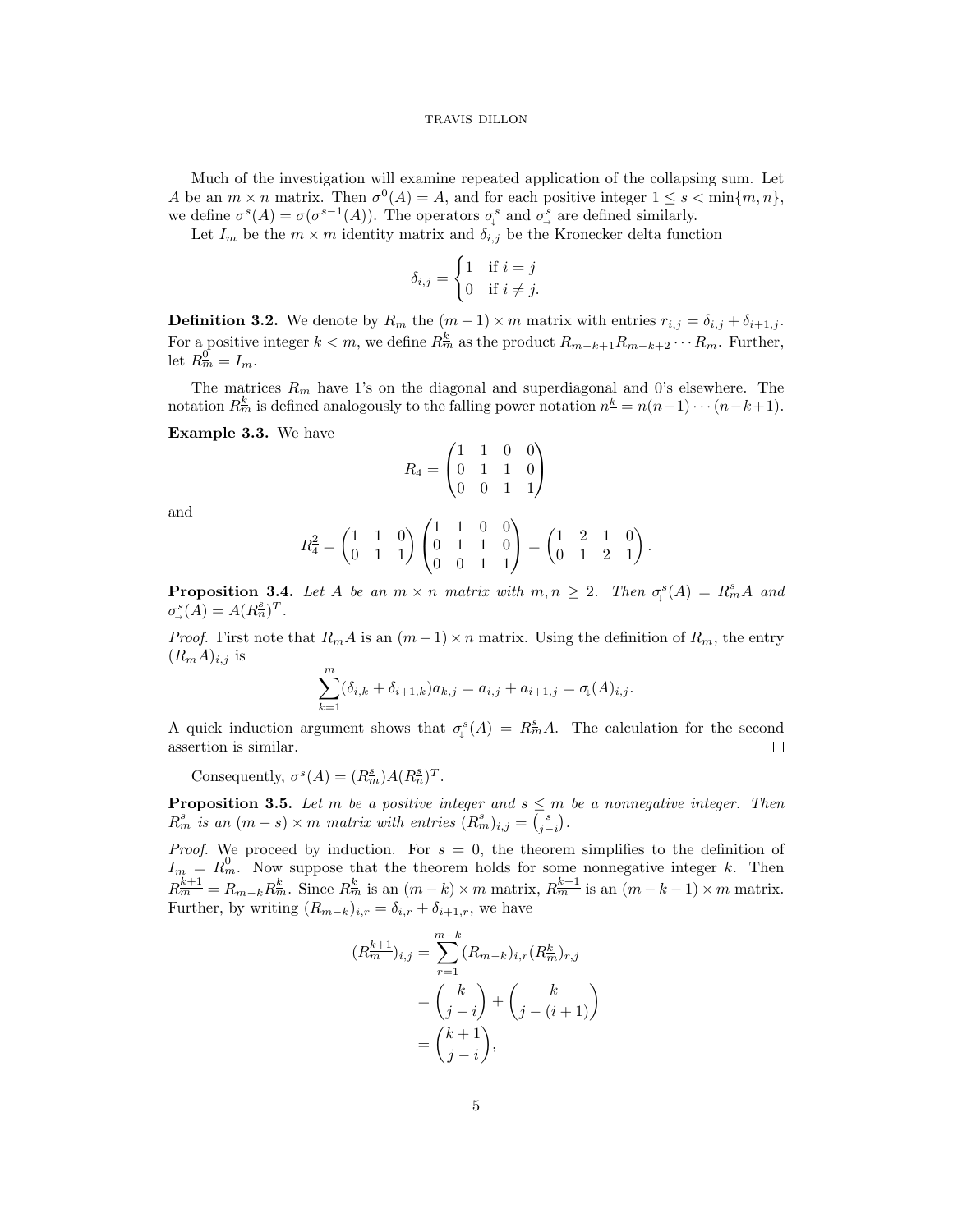Much of the investigation will examine repeated application of the collapsing sum. Let $A$ be an $m \times n$ matrix. Then $\sigma^0(A) = A$, and for each positive integer $1 \le s < \min\{m, n\}$, we define $\sigma^s(A) = \sigma(\sigma^{s-1}(A))$. The operators $\sigma_{\downarrow}^s$ and $\sigma_{\rightarrow}^s$ are defined similarly.

Let $I_m$ be the $m \times m$ identity matrix and $\delta_{i,j}$ be the Kronecker delta function

$$\delta_{i,j} = \begin{cases} 1 & \text{if } i = j \\ 0 & \text{if } i \neq j. \end{cases}$$

**Definition 3.2.** We denote by $R_m$ the $(m-1) \times m$ matrix with entries $r_{i,j} = \delta_{i,j} + \delta_{i+1,j}$. For a positive integer $k < m$, we define $R_m^{\underline{k}}$ as the product $R_{m-k+1} R_{m-k+2} \cdots R_m$. Further, let $R_m^{\underline{0}} = I_m$.

The matrices $R_m$ have 1's on the diagonal and superdiagonal and 0's elsewhere. The notation $R_m^{\underline{k}}$ is defined analogously to the falling power notation $n^{\underline{k}} = n(n-1)\cdots(n-k+1)$.

**Example 3.3.** We have

$$R_4 = \begin{pmatrix} 1 & 1 & 0 & 0 \\ 0 & 1 & 1 & 0 \\ 0 & 0 & 1 & 1 \end{pmatrix}$$

and

$$R_4^{\underline{2}} = \begin{pmatrix} 1 & 1 & 0 \\ 0 & 1 & 1 \end{pmatrix} \begin{pmatrix} 1 & 1 & 0 & 0 \\ 0 & 1 & 1 & 0 \\ 0 & 0 & 1 & 1 \end{pmatrix} = \begin{pmatrix} 1 & 2 & 1 & 0 \\ 0 & 1 & 2 & 1 \end{pmatrix}.$$

**Proposition 3.4.** *Let $A$ be an $m \times n$ matrix with $m, n \ge 2$. Then $\sigma_{\downarrow}^s(A) = R_m^{\underline{s}} A$ and $\sigma_{\rightarrow}^s(A) = A(R_n^{\underline{s}})^T$.*

*Proof.* First note that $R_m A$ is an $(m-1) \times n$ matrix. Using the definition of $R_m$, the entry $(R_m A)_{i,j}$ is

$$\sum_{k=1}^{m} (\delta_{i,k} + \delta_{i+1,k}) a_{k,j} = a_{i,j} + a_{i+1,j} = \sigma_{\downarrow}(A)_{i,j}.$$

A quick induction argument shows that $\sigma_{\downarrow}^s(A) = R_m^{\underline{s}} A$. The calculation for the second assertion is similar. $\square$

Consequently, $\sigma^s(A) = (R_m^{\underline{s}}) A (R_n^{\underline{s}})^T$.

**Proposition 3.5.** *Let $m$ be a positive integer and $s \le m$ be a nonnegative integer. Then $R_m^{\underline{s}}$ is an $(m-s) \times m$ matrix with entries $(R_m^{\underline{s}})_{i,j} = \binom{s}{j-i}$.*

*Proof.* We proceed by induction. For $s = 0$, the theorem simplifies to the definition of $I_m = R_m^{\underline{0}}$. Now suppose that the theorem holds for some nonnegative integer $k$. Then $R_m^{\underline{k+1}} = R_{m-k} R_m^{\underline{k}}$. Since $R_m^{\underline{k}}$ is an $(m-k) \times m$ matrix, $R_m^{\underline{k+1}}$ is an $(m-k-1) \times m$ matrix. Further, by writing $(R_{m-k})_{i,r} = \delta_{i,r} + \delta_{i+1,r}$, we have

$$\begin{aligned}
(R_m^{\underline{k+1}})_{i,j} &= \sum_{r=1}^{m-k} (R_{m-k})_{i,r} (R_m^{\underline{k}})_{r,j} \\
&= \binom{k}{j-i} + \binom{k}{j-(i+1)} \\
&= \binom{k+1}{j-i},
\end{aligned}$$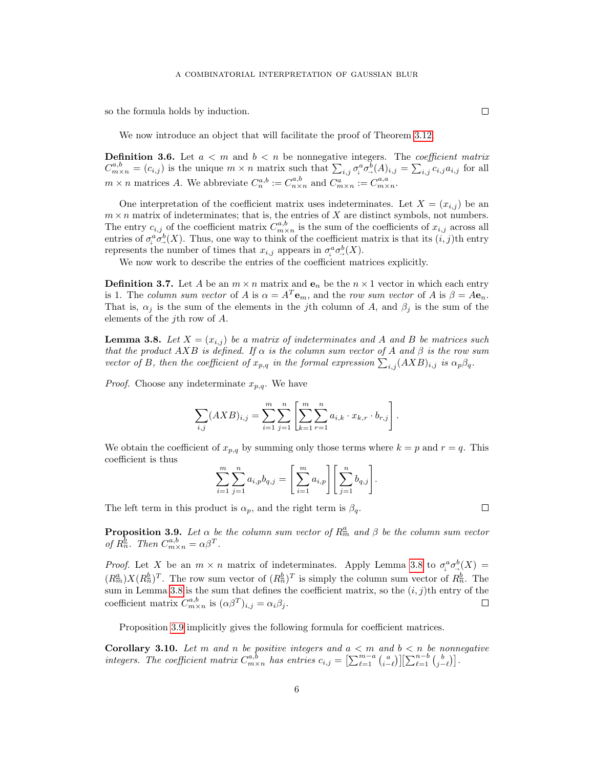so the formula holds by induction. $\square$

We now introduce an object that will facilitate the proof of Theorem 3.12.

**Definition 3.6.** Let $a < m$ and $b < n$ be nonnegative integers. The *coefficient matrix* $C^{a,b}_{m\times n} = (c_{i,j})$ is the unique $m \times n$ matrix such that $\sum_{i,j} \sigma^a_\downarrow \sigma^b_\rightarrow(A)_{i,j} = \sum_{i,j} c_{i,j} a_{i,j}$ for all $m \times n$ matrices $A$. We abbreviate $C^{a,b}_n := C^{a,b}_{n\times n}$ and $C^a_{m\times n} := C^{a,a}_{m\times n}$.

One interpretation of the coefficient matrix uses indeterminates. Let $X = (x_{i,j})$ be an $m \times n$ matrix of indeterminates; that is, the entries of $X$ are distinct symbols, not numbers. The entry $c_{i,j}$ of the coefficient matrix $C^{a,b}_{m\times n}$ is the sum of the coefficients of $x_{i,j}$ across all entries of $\sigma^a_\downarrow \sigma^b_\rightarrow(X)$. Thus, one way to think of the coefficient matrix is that its $(i, j)$th entry represents the number of times that $x_{i,j}$ appears in $\sigma^a_\downarrow \sigma^b_\rightarrow(X)$.

We now work to describe the entries of the coefficient matrices explicitly.

**Definition 3.7.** Let $A$ be an $m \times n$ matrix and $\mathbf{e}_n$ be the $n \times 1$ vector in which each entry is 1. The *column sum vector* of $A$ is $\alpha = A^T \mathbf{e}_m$, and the *row sum vector* of $A$ is $\beta = A\mathbf{e}_n$. That is, $\alpha_j$ is the sum of the elements in the $j$th column of $A$, and $\beta_j$ is the sum of the elements of the $j$th row of $A$.

**Lemma 3.8.** *Let $X = (x_{i,j})$ be a matrix of indeterminates and $A$ and $B$ be matrices such that the product $AXB$ is defined. If $\alpha$ is the column sum vector of $A$ and $\beta$ is the row sum vector of $B$, then the coefficient of $x_{p,q}$ in the formal expression $\sum_{i,j}(AXB)_{i,j}$ is $\alpha_p\beta_q$.*

*Proof.* Choose any indeterminate $x_{p,q}$. We have

$$\sum_{i,j}(AXB)_{i,j} = \sum_{i=1}^{m}\sum_{j=1}^{n}\left[\sum_{k=1}^{m}\sum_{r=1}^{n} a_{i,k}\cdot x_{k,r}\cdot b_{r,j}\right].$$

We obtain the coefficient of $x_{p,q}$ by summing only those terms where $k = p$ and $r = q$. This coefficient is thus

$$\sum_{i=1}^{m}\sum_{j=1}^{n} a_{i,p}b_{q,j} = \left[\sum_{i=1}^{m} a_{i,p}\right]\left[\sum_{j=1}^{n} b_{q,j}\right].$$

The left term in this product is $\alpha_p$, and the right term is $\beta_q$. $\square$

**Proposition 3.9.** *Let $\alpha$ be the column sum vector of $R^a_m$ and $\beta$ be the column sum vector of $R^b_n$. Then $C^{a,b}_{m\times n} = \alpha\beta^T$.*

*Proof.* Let $X$ be an $m \times n$ matrix of indeterminates. Apply Lemma 3.8 to $\sigma^a_\downarrow \sigma^b_\rightarrow(X) = (R^a_m)X(R^b_n)^T$. The row sum vector of $(R^b_n)^T$ is simply the column sum vector of $R^b_n$. The sum in Lemma 3.8 is the sum that defines the coefficient matrix, so the $(i, j)$th entry of the coefficient matrix $C^{a,b}_{m\times n}$ is $(\alpha\beta^T)_{i,j} = \alpha_i\beta_j$. $\square$

Proposition 3.9 implicitly gives the following formula for coefficient matrices.

**Corollary 3.10.** *Let $m$ and $n$ be positive integers and $a < m$ and $b < n$ be nonnegative integers. The coefficient matrix $C^{a,b}_{m\times n}$ has entries $c_{i,j} = \left[\sum_{\ell=1}^{m-a}\binom{a}{i-\ell}\right]\left[\sum_{\ell=1}^{n-b}\binom{b}{j-\ell}\right]$.*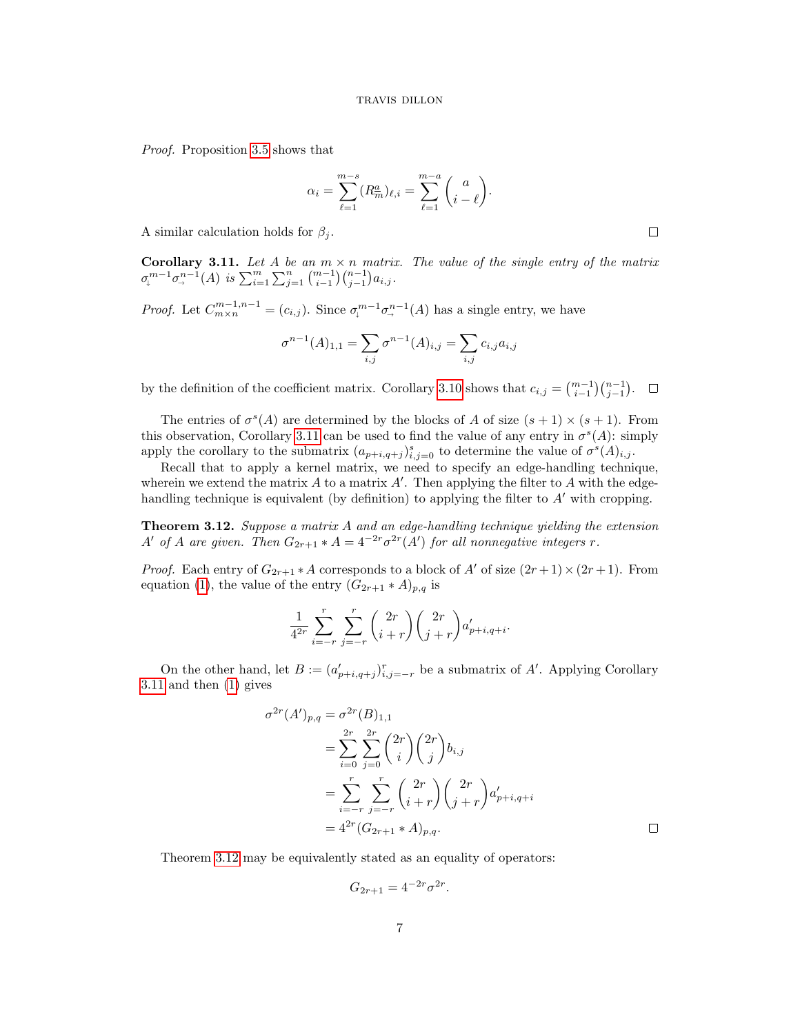*Proof.* Proposition 3.5 shows that

$$\alpha_i = \sum_{\ell=1}^{m-s} (R_m^a)_{\ell,i} = \sum_{\ell=1}^{m-a} \binom{a}{i-\ell}.$$

A similar calculation holds for $\beta_j$. $\square$

**Corollary 3.11.** *Let $A$ be an $m \times n$ matrix. The value of the single entry of the matrix $\sigma_{\downarrow}^{m-1}\sigma_{\rightarrow}^{n-1}(A)$ is $\sum_{i=1}^{m}\sum_{j=1}^{n}\binom{m-1}{i-1}\binom{n-1}{j-1}a_{i,j}$.*

*Proof.* Let $C_{m\times n}^{m-1,n-1} = (c_{i,j})$. Since $\sigma_{\downarrow}^{m-1}\sigma_{\rightarrow}^{n-1}(A)$ has a single entry, we have

$$\sigma^{n-1}(A)_{1,1} = \sum_{i,j} \sigma^{n-1}(A)_{i,j} = \sum_{i,j} c_{i,j} a_{i,j}$$

by the definition of the coefficient matrix. Corollary 3.10 shows that $c_{i,j} = \binom{m-1}{i-1}\binom{n-1}{j-1}$. $\square$

The entries of $\sigma^s(A)$ are determined by the blocks of $A$ of size $(s+1)\times(s+1)$. From this observation, Corollary 3.11 can be used to find the value of any entry in $\sigma^s(A)$: simply apply the corollary to the submatrix $(a_{p+i,q+j})_{i,j=0}^{s}$ to determine the value of $\sigma^s(A)_{i,j}$.

Recall that to apply a kernel matrix, we need to specify an edge-handling technique, wherein we extend the matrix $A$ to a matrix $A'$. Then applying the filter to $A$ with the edge-handling technique is equivalent (by definition) to applying the filter to $A'$ with cropping.

**Theorem 3.12.** *Suppose a matrix $A$ and an edge-handling technique yielding the extension $A'$ of $A$ are given. Then $G_{2r+1} * A = 4^{-2r}\sigma^{2r}(A')$ for all nonnegative integers $r$.*

*Proof.* Each entry of $G_{2r+1} * A$ corresponds to a block of $A'$ of size $(2r+1)\times(2r+1)$. From equation (1), the value of the entry $(G_{2r+1} * A)_{p,q}$ is

$$\frac{1}{4^{2r}} \sum_{i=-r}^{r} \sum_{j=-r}^{r} \binom{2r}{i+r}\binom{2r}{j+r} a'_{p+i,q+i}.$$

On the other hand, let $B := (a'_{p+i,q+j})_{i,j=-r}^{r}$ be a submatrix of $A'$. Applying Corollary 3.11 and then (1) gives

$$\begin{aligned}
\sigma^{2r}(A')_{p,q} &= \sigma^{2r}(B)_{1,1} \\
&= \sum_{i=0}^{2r}\sum_{j=0}^{2r} \binom{2r}{i}\binom{2r}{j} b_{i,j} \\
&= \sum_{i=-r}^{r}\sum_{j=-r}^{r} \binom{2r}{i+r}\binom{2r}{j+r} a'_{p+i,q+i} \\
&= 4^{2r}(G_{2r+1} * A)_{p,q}.
\end{aligned}$$

$\square$

Theorem 3.12 may be equivalently stated as an equality of operators:

$$G_{2r+1} = 4^{-2r}\sigma^{2r}.$$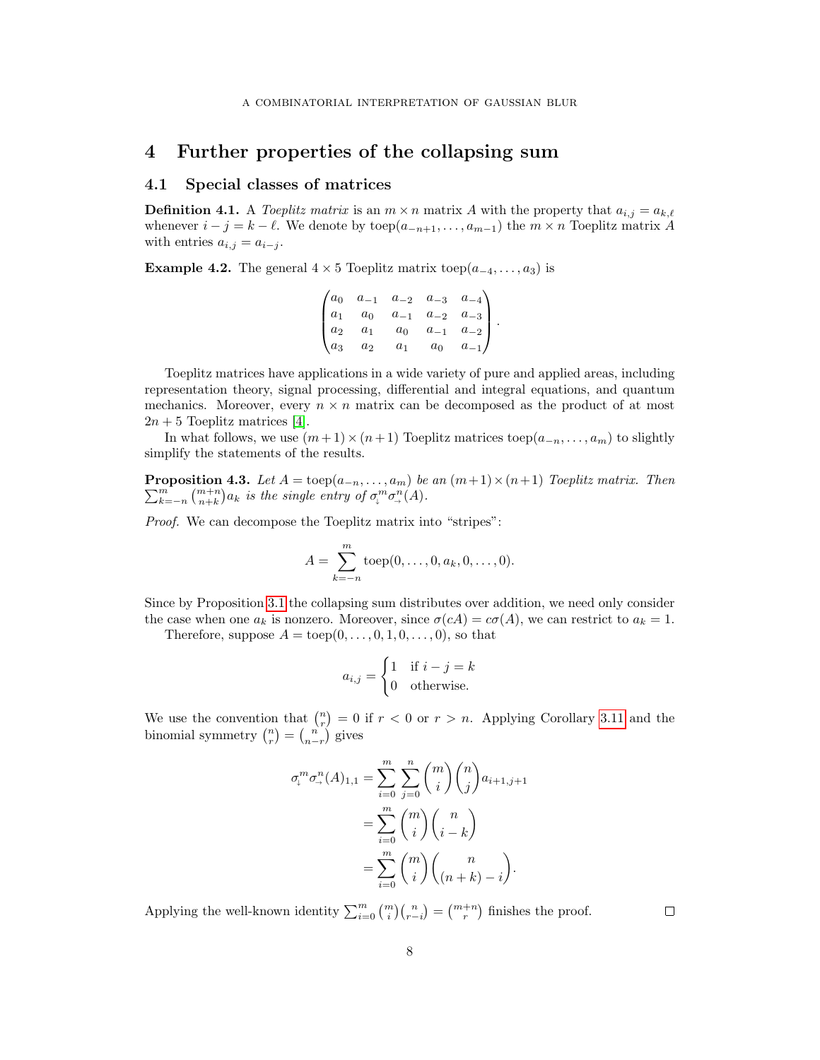# 4 Further properties of the collapsing sum

## 4.1 Special classes of matrices

**Definition 4.1.** A *Toeplitz matrix* is an $m \times n$ matrix $A$ with the property that $a_{i,j} = a_{k,\ell}$ whenever $i - j = k - \ell$. We denote by $\operatorname{toep}(a_{-n+1}, \ldots, a_{m-1})$ the $m \times n$ Toeplitz matrix $A$ with entries $a_{i,j} = a_{i-j}$.

**Example 4.2.** The general $4 \times 5$ Toeplitz matrix $\operatorname{toep}(a_{-4}, \ldots, a_3)$ is

$$\begin{pmatrix} a_0 & a_{-1} & a_{-2} & a_{-3} & a_{-4} \\ a_1 & a_0 & a_{-1} & a_{-2} & a_{-3} \\ a_2 & a_1 & a_0 & a_{-1} & a_{-2} \\ a_3 & a_2 & a_1 & a_0 & a_{-1} \end{pmatrix}.$$

Toeplitz matrices have applications in a wide variety of pure and applied areas, including representation theory, signal processing, differential and integral equations, and quantum mechanics. Moreover, every $n \times n$ matrix can be decomposed as the product of at most $2n + 5$ Toeplitz matrices [4].

In what follows, we use $(m+1) \times (n+1)$ Toeplitz matrices $\operatorname{toep}(a_{-n}, \ldots, a_m)$ to slightly simplify the statements of the results.

**Proposition 4.3.** *Let $A = \operatorname{toep}(a_{-n}, \ldots, a_m)$ be an $(m+1) \times (n+1)$ Toeplitz matrix. Then $\sum_{k=-n}^{m} \binom{m+n}{n+k} a_k$ is the single entry of $\sigma_{\downarrow}^{m} \sigma_{\rightarrow}^{n}(A)$.*

*Proof.* We can decompose the Toeplitz matrix into "stripes":

$$A = \sum_{k=-n}^{m} \operatorname{toep}(0, \ldots, 0, a_k, 0, \ldots, 0).$$

Since by Proposition 3.1 the collapsing sum distributes over addition, we need only consider the case when one $a_k$ is nonzero. Moreover, since $\sigma(cA) = c\sigma(A)$, we can restrict to $a_k = 1$.

Therefore, suppose $A = \operatorname{toep}(0, \ldots, 0, 1, 0, \ldots, 0)$, so that

$$a_{i,j} = \begin{cases} 1 & \text{if } i - j = k \\ 0 & \text{otherwise.} \end{cases}$$

We use the convention that $\binom{n}{r} = 0$ if $r < 0$ or $r > n$. Applying Corollary 3.11 and the binomial symmetry $\binom{n}{r} = \binom{n}{n-r}$ gives

$$\begin{aligned} \sigma_{\downarrow}^{m} \sigma_{\rightarrow}^{n}(A)_{1,1} &= \sum_{i=0}^{m} \sum_{j=0}^{n} \binom{m}{i} \binom{n}{j} a_{i+1,j+1} \\ &= \sum_{i=0}^{m} \binom{m}{i} \binom{n}{i-k} \\ &= \sum_{i=0}^{m} \binom{m}{i} \binom{n}{(n+k) - i}. \end{aligned}$$

Applying the well-known identity $\sum_{i=0}^{m} \binom{m}{i} \binom{n}{r-i} = \binom{m+n}{r}$ finishes the proof. $\square$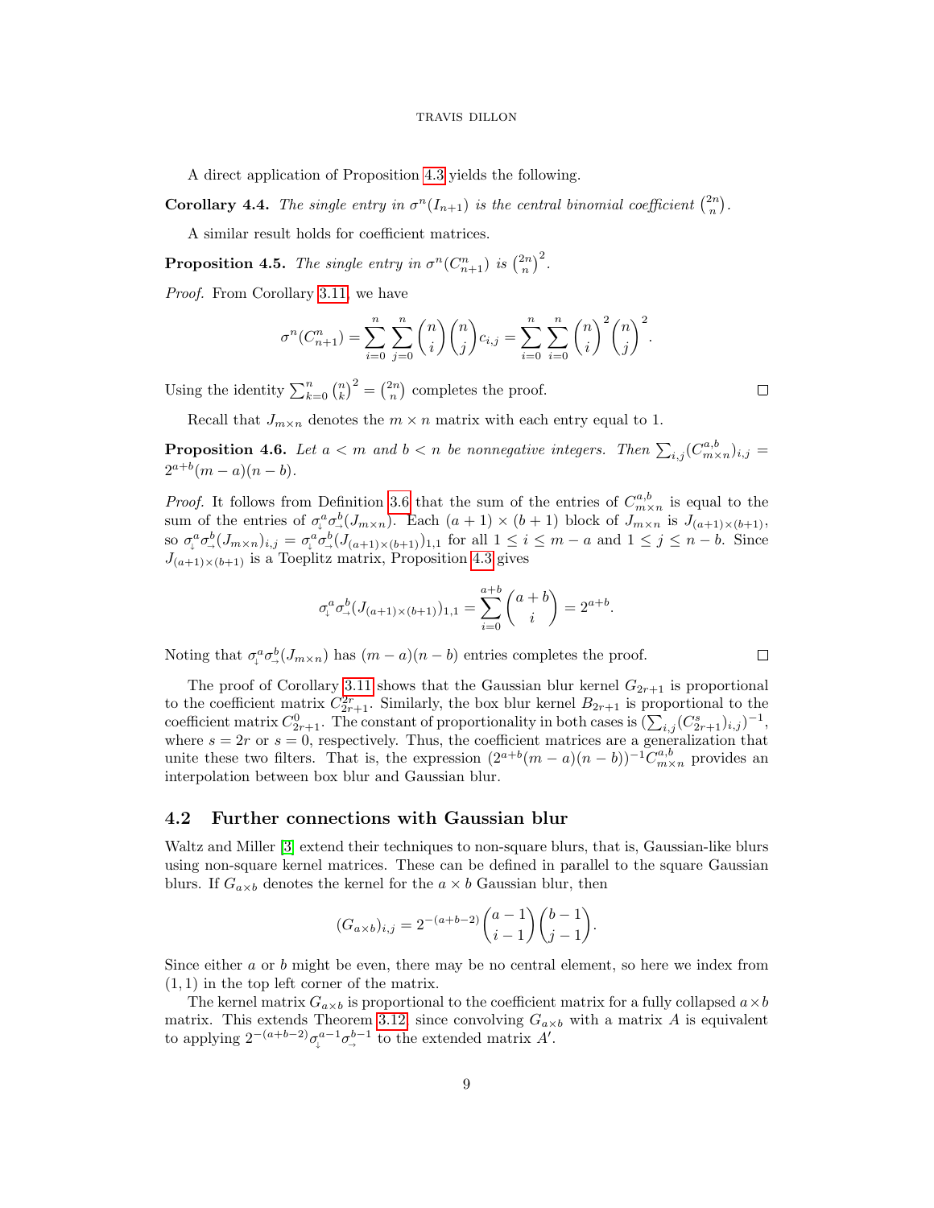A direct application of Proposition 4.3 yields the following.

**Corollary 4.4.** *The single entry in $\sigma^n(I_{n+1})$ is the central binomial coefficient $\binom{2n}{n}$.*

A similar result holds for coefficient matrices.

**Proposition 4.5.** *The single entry in $\sigma^n(C^n_{n+1})$ is $\binom{2n}{n}^2$.*

*Proof.* From Corollary 3.11 we have

$$\sigma^n(C^n_{n+1}) = \sum_{i=0}^{n}\sum_{j=0}^{n}\binom{n}{i}\binom{n}{j}c_{i,j} = \sum_{i=0}^{n}\sum_{i=0}^{n}\binom{n}{i}^2\binom{n}{j}^2.$$

Using the identity $\sum_{k=0}^{n}\binom{n}{k}^2 = \binom{2n}{n}$ completes the proof. $\square$

Recall that $J_{m\times n}$ denotes the $m\times n$ matrix with each entry equal to 1.

**Proposition 4.6.** *Let $a < m$ and $b < n$ be nonnegative integers. Then $\sum_{i,j}(C^{a,b}_{m\times n})_{i,j} = 2^{a+b}(m-a)(n-b)$.*

*Proof.* It follows from Definition 3.6 that the sum of the entries of $C^{a,b}_{m\times n}$ is equal to the sum of the entries of $\sigma^a_\downarrow\sigma^b_\rightarrow(J_{m\times n})$. Each $(a+1)\times(b+1)$ block of $J_{m\times n}$ is $J_{(a+1)\times(b+1)}$, so $\sigma^a_\downarrow\sigma^b_\rightarrow(J_{m\times n})_{i,j} = \sigma^a_\downarrow\sigma^b_\rightarrow(J_{(a+1)\times(b+1)})_{1,1}$ for all $1 \le i \le m-a$ and $1 \le j \le n-b$. Since $J_{(a+1)\times(b+1)}$ is a Toeplitz matrix, Proposition 4.3 gives

$$\sigma^a_\downarrow\sigma^b_\rightarrow(J_{(a+1)\times(b+1)})_{1,1} = \sum_{i=0}^{a+b}\binom{a+b}{i} = 2^{a+b}.$$

Noting that $\sigma^a_\downarrow\sigma^b_\rightarrow(J_{m\times n})$ has $(m-a)(n-b)$ entries completes the proof. $\square$

The proof of Corollary 3.11 shows that the Gaussian blur kernel $G_{2r+1}$ is proportional to the coefficient matrix $C^{2r}_{2r+1}$. Similarly, the box blur kernel $B_{2r+1}$ is proportional to the coefficient matrix $C^0_{2r+1}$. The constant of proportionality in both cases is $(\sum_{i,j}(C^s_{2r+1})_{i,j})^{-1}$, where $s = 2r$ or $s = 0$, respectively. Thus, the coefficient matrices are a generalization that unite these two filters. That is, the expression $(2^{a+b}(m-a)(n-b))^{-1}C^{a,b}_{m\times n}$ provides an interpolation between box blur and Gaussian blur.

## 4.2 Further connections with Gaussian blur

Waltz and Miller [3] extend their techniques to non-square blurs, that is, Gaussian-like blurs using non-square kernel matrices. These can be defined in parallel to the square Gaussian blurs. If $G_{a\times b}$ denotes the kernel for the $a\times b$ Gaussian blur, then

$$(G_{a\times b})_{i,j} = 2^{-(a+b-2)}\binom{a-1}{i-1}\binom{b-1}{j-1}.$$

Since either $a$ or $b$ might be even, there may be no central element, so here we index from $(1,1)$ in the top left corner of the matrix.

The kernel matrix $G_{a\times b}$ is proportional to the coefficient matrix for a fully collapsed $a\times b$ matrix. This extends Theorem 3.12, since convolving $G_{a\times b}$ with a matrix $A$ is equivalent to applying $2^{-(a+b-2)}\sigma^{a-1}_\downarrow\sigma^{b-1}_\rightarrow$ to the extended matrix $A'$.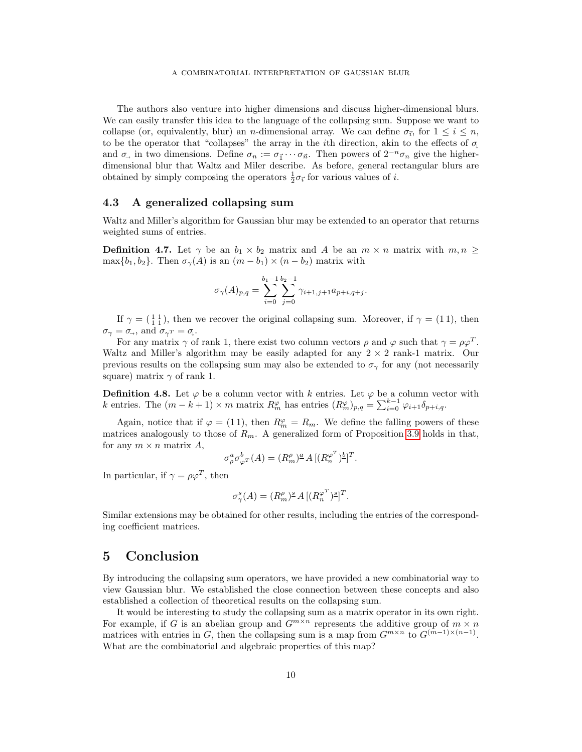The authors also venture into higher dimensions and discuss higher-dimensional blurs. We can easily transfer this idea to the language of the collapsing sum. Suppose we want to collapse (or, equivalently, blur) an $n$-dimensional array. We can define $\sigma_{\vec{i}}$, for $1 \leq i \leq n$, to be the operator that "collapses" the array in the $i$th direction, akin to the effects of $\sigma_{\downarrow}$ and $\sigma_{\rightarrow}$ in two dimensions. Define $\sigma_n := \sigma_{\vec{1}} \cdots \sigma_{\vec{n}}$. Then powers of $2^{-n}\sigma_n$ give the higher-dimensional blur that Waltz and Miler describe. As before, general rectangular blurs are obtained by simply composing the operators $\frac{1}{2}\sigma_{\vec{i}}$ for various values of $i$.

### 4.3 A generalized collapsing sum

Waltz and Miller's algorithm for Gaussian blur may be extended to an operator that returns weighted sums of entries.

**Definition 4.7.** Let $\gamma$ be an $b_1 \times b_2$ matrix and $A$ be an $m \times n$ matrix with $m, n \geq \max\{b_1, b_2\}$. Then $\sigma_\gamma(A)$ is an $(m - b_1) \times (n - b_2)$ matrix with

$$\sigma_\gamma(A)_{p,q} = \sum_{i=0}^{b_1-1} \sum_{j=0}^{b_2-1} \gamma_{i+1,j+1} a_{p+i,q+j}.$$

If $\gamma = \left(\begin{smallmatrix} 1 & 1 \\ 1 & 1 \end{smallmatrix}\right)$, then we recover the original collapsing sum. Moreover, if $\gamma = (1\,1)$, then $\sigma_\gamma = \sigma_{\rightarrow}$, and $\sigma_{\gamma^T} = \sigma_{\downarrow}$.

For any matrix $\gamma$ of rank 1, there exist two column vectors $\rho$ and $\varphi$ such that $\gamma = \rho\varphi^T$. Waltz and Miller's algorithm may be easily adapted for any $2 \times 2$ rank-1 matrix. Our previous results on the collapsing sum may also be extended to $\sigma_\gamma$ for any (not necessarily square) matrix $\gamma$ of rank 1.

**Definition 4.8.** Let $\varphi$ be a column vector with $k$ entries. Let $\varphi$ be a column vector with $k$ entries. The $(m - k + 1) \times m$ matrix $R_m^\varphi$ has entries $(R_m^\varphi)_{p,q} = \sum_{i=0}^{k-1} \varphi_{i+1}\delta_{p+i,q}$.

Again, notice that if $\varphi = (1\,1)$, then $R_m^\varphi = R_m$. We define the falling powers of these matrices analogously to those of $R_m$. A generalized form of Proposition 3.9 holds in that, for any $m \times n$ matrix $A$,

$$\sigma_\rho^a \sigma_{\varphi^T}^b(A) = (R_m^\rho)^{\underline{a}} A \, [(R_n^{\varphi^T})^{\underline{b}}]^T.$$

In particular, if $\gamma = \rho\varphi^T$, then

$$\sigma_\gamma^s(A) = (R_m^\rho)^{\underline{s}} A \, [(R_n^{\varphi^T})^{\underline{s}}]^T.$$

Similar extensions may be obtained for other results, including the entries of the corresponding coefficient matrices.

## 5 Conclusion

By introducing the collapsing sum operators, we have provided a new combinatorial way to view Gaussian blur. We established the close connection between these concepts and also established a collection of theoretical results on the collapsing sum.

It would be interesting to study the collapsing sum as a matrix operator in its own right. For example, if $G$ is an abelian group and $G^{m \times n}$ represents the additive group of $m \times n$ matrices with entries in $G$, then the collapsing sum is a map from $G^{m \times n}$ to $G^{(m-1)\times(n-1)}$. What are the combinatorial and algebraic properties of this map?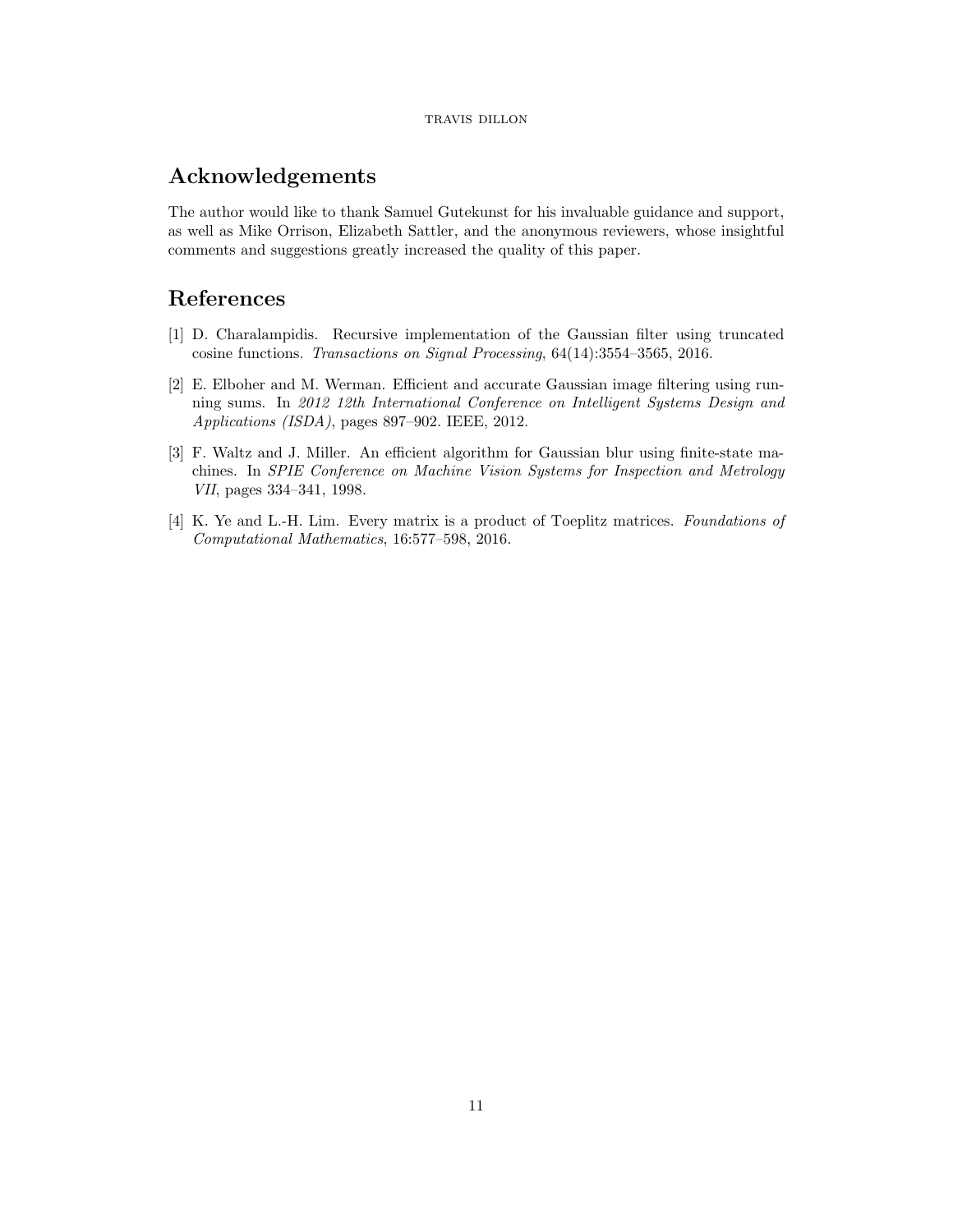## Acknowledgements

The author would like to thank Samuel Gutekunst for his invaluable guidance and support, as well as Mike Orrison, Elizabeth Sattler, and the anonymous reviewers, whose insightful comments and suggestions greatly increased the quality of this paper.

## References

[1] D. Charalampidis. Recursive implementation of the Gaussian filter using truncated cosine functions. *Transactions on Signal Processing*, 64(14):3554–3565, 2016.

[2] E. Elboher and M. Werman. Efficient and accurate Gaussian image filtering using running sums. In *2012 12th International Conference on Intelligent Systems Design and Applications (ISDA)*, pages 897–902. IEEE, 2012.

[3] F. Waltz and J. Miller. An efficient algorithm for Gaussian blur using finite-state machines. In *SPIE Conference on Machine Vision Systems for Inspection and Metrology VII*, pages 334–341, 1998.

[4] K. Ye and L.-H. Lim. Every matrix is a product of Toeplitz matrices. *Foundations of Computational Mathematics*, 16:577–598, 2016.